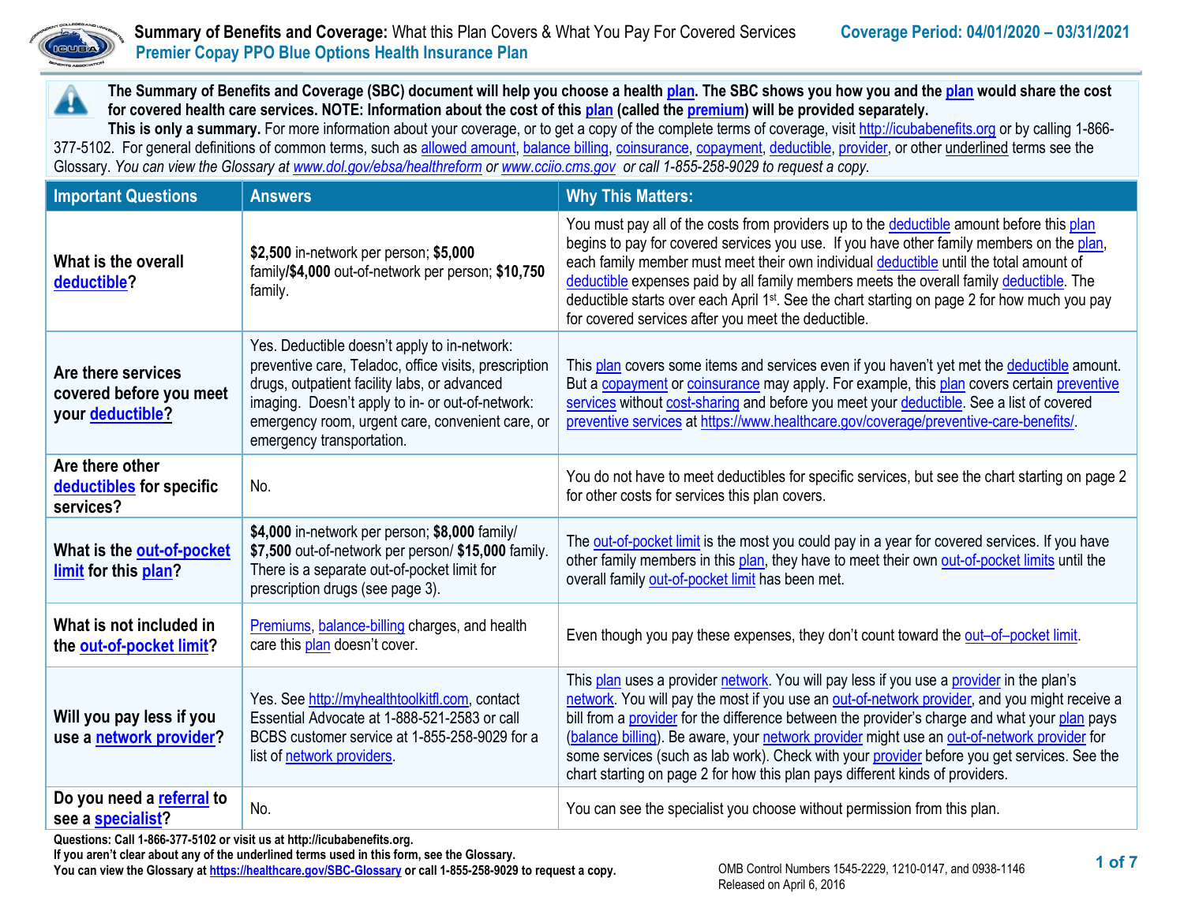# Summary of Benefits and Coverage: What this Plan Covers & What You Pay For Covered Services

**Premier Copay PPO Blue Options Health Insurance Plan**

**Coverage Period: 04/01/2020 – 03/31/2021**

**The Summary of Benefits and Coverage (SBC) document will help you choose a health plan. The SBC shows you how you and the plan would share the cost for covered health care services. NOTE: Information about the cost of this plan (called the premium) will be provided separately.**

**This is only a summary.** For more information about your coverage, or to get a copy of the complete terms of coverage, visit http://icubabenefits.org or by calling 1-866-377-5102. For general definitions of common terms, such as allowed amount, balance billing, coinsurance, copayment, deductible, provider, or other underlined terms see the Glossary. *You can view the Glossary at www.dol.gov/ebsa/healthreform or www.cciio.cms.gov or call 1-855-258-9029 to request a copy.*

| Important Questions | Answers | Why This Matters: |
|---|---|---|
| **What is the overall deductible?** | **$2,500** in-network per person; **$5,000** family/**$4,000** out-of-network per person; **$10,750** family. | You must pay all of the costs from providers up to the deductible amount before this plan begins to pay for covered services you use. If you have other family members on the plan, each family member must meet their own individual deductible until the total amount of deductible expenses paid by all family members meets the overall family deductible. The deductible starts over each April 1st. See the chart starting on page 2 for how much you pay for covered services after you meet the deductible. |
| **Are there services covered before you meet your deductible?** | Yes. Deductible doesn't apply to in-network: preventive care, Teladoc, office visits, prescription drugs, outpatient facility labs, or advanced imaging. Doesn't apply to in- or out-of-network: emergency room, urgent care, convenient care, or emergency transportation. | This plan covers some items and services even if you haven't yet met the deductible amount. But a copayment or coinsurance may apply. For example, this plan covers certain preventive services without cost-sharing and before you meet your deductible. See a list of covered preventive services at https://www.healthcare.gov/coverage/preventive-care-benefits/. |
| **Are there other deductibles for specific services?** | No. | You do not have to meet deductibles for specific services, but see the chart starting on page 2 for other costs for services this plan covers. |
| **What is the out-of-pocket limit for this plan?** | **$4,000** in-network per person; **$8,000** family/ **$7,500** out-of-network per person/ **$15,000** family. There is a separate out-of-pocket limit for prescription drugs (see page 3). | The out-of-pocket limit is the most you could pay in a year for covered services. If you have other family members in this plan, they have to meet their own out-of-pocket limits until the overall family out-of-pocket limit has been met. |
| **What is not included in the out-of-pocket limit?** | Premiums, balance-billing charges, and health care this plan doesn't cover. | Even though you pay these expenses, they don't count toward the out–of–pocket limit. |
| **Will you pay less if you use a network provider?** | Yes. See http://myhealthtoolkitfl.com, contact Essential Advocate at 1-888-521-2583 or call BCBS customer service at 1-855-258-9029 for a list of network providers. | This plan uses a provider network. You will pay less if you use a provider in the plan's network. You will pay the most if you use an out-of-network provider, and you might receive a bill from a provider for the difference between the provider's charge and what your plan pays (balance billing). Be aware, your network provider might use an out-of-network provider for some services (such as lab work). Check with your provider before you get services. See the chart starting on page 2 for how this plan pays different kinds of providers. |
| **Do you need a referral to see a specialist?** | No. | You can see the specialist you choose without permission from this plan. |

**Questions: Call 1-866-377-5102 or visit us at http://icubabenefits.org.**
**If you aren't clear about any of the underlined terms used in this form, see the Glossary.**
**You can view the Glossary at https://healthcare.gov/SBC-Glossary or call 1-855-258-9029 to request a copy.**

OMB Control Numbers 1545-2229, 1210-0147, and 0938-1146
Released on April 6, 2016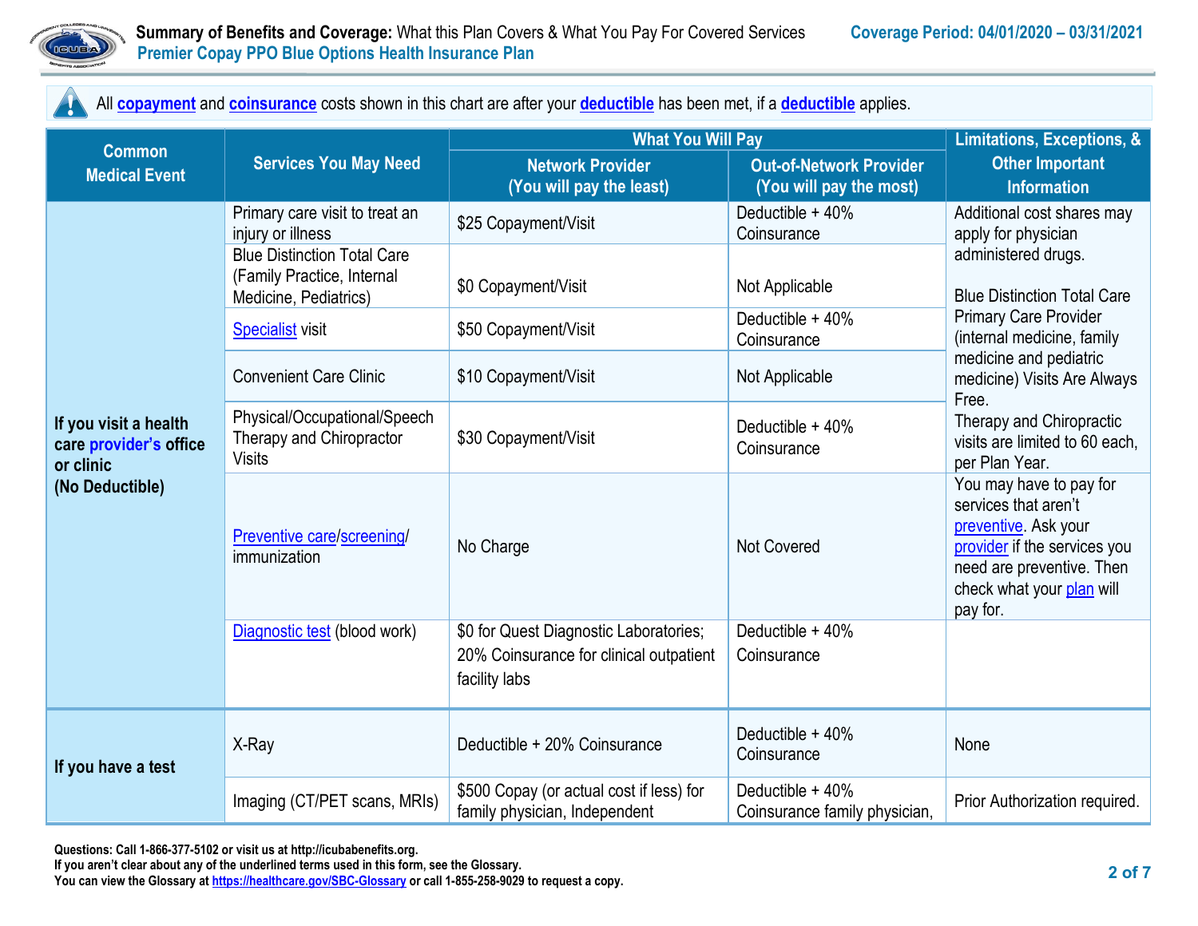**Summary of Benefits and Coverage:** What this Plan Covers & What You Pay For Covered Services **Coverage Period: 04/01/2020 – 03/31/2021**
**Premier Copay PPO Blue Options Health Insurance Plan**

All **copayment** and **coinsurance** costs shown in this chart are after your **deductible** has been met, if a **deductible** applies.

| Common Medical Event | Services You May Need | What You Will Pay: Network Provider (You will pay the least) | What You Will Pay: Out-of-Network Provider (You will pay the most) | Limitations, Exceptions, & Other Important Information |
|---|---|---|---|---|
| **If you visit a health care provider's office or clinic (No Deductible)** | Primary care visit to treat an injury or illness | $25 Copayment/Visit | Deductible + 40% Coinsurance | Additional cost shares may apply for physician administered drugs.<br><br>Blue Distinction Total Care Primary Care Provider (internal medicine, family medicine and pediatric medicine) Visits Are Always Free.<br>Therapy and Chiropractic visits are limited to 60 each, per Plan Year. |
| | Blue Distinction Total Care (Family Practice, Internal Medicine, Pediatrics) | $0 Copayment/Visit | Not Applicable | |
| | Specialist visit | $50 Copayment/Visit | Deductible + 40% Coinsurance | |
| | Convenient Care Clinic | $10 Copayment/Visit | Not Applicable | |
| | Physical/Occupational/Speech Therapy and Chiropractor Visits | $30 Copayment/Visit | Deductible + 40% Coinsurance | |
| | Preventive care/screening/ immunization | No Charge | Not Covered | You may have to pay for services that aren't preventive. Ask your provider if the services you need are preventive. Then check what your plan will pay for. |
| | Diagnostic test (blood work) | $0 for Quest Diagnostic Laboratories; 20% Coinsurance for clinical outpatient facility labs | Deductible + 40% Coinsurance | |
| **If you have a test** | X-Ray | Deductible + 20% Coinsurance | Deductible + 40% Coinsurance | None |
| | Imaging (CT/PET scans, MRIs) | $500 Copay (or actual cost if less) for family physician, Independent | Deductible + 40% Coinsurance family physician, | Prior Authorization required. |

**Questions: Call 1-866-377-5102 or visit us at http://icubabenefits.org.**
**If you aren't clear about any of the underlined terms used in this form, see the Glossary.**
**You can view the Glossary at https://healthcare.gov/SBC-Glossary or call 1-855-258-9029 to request a copy.**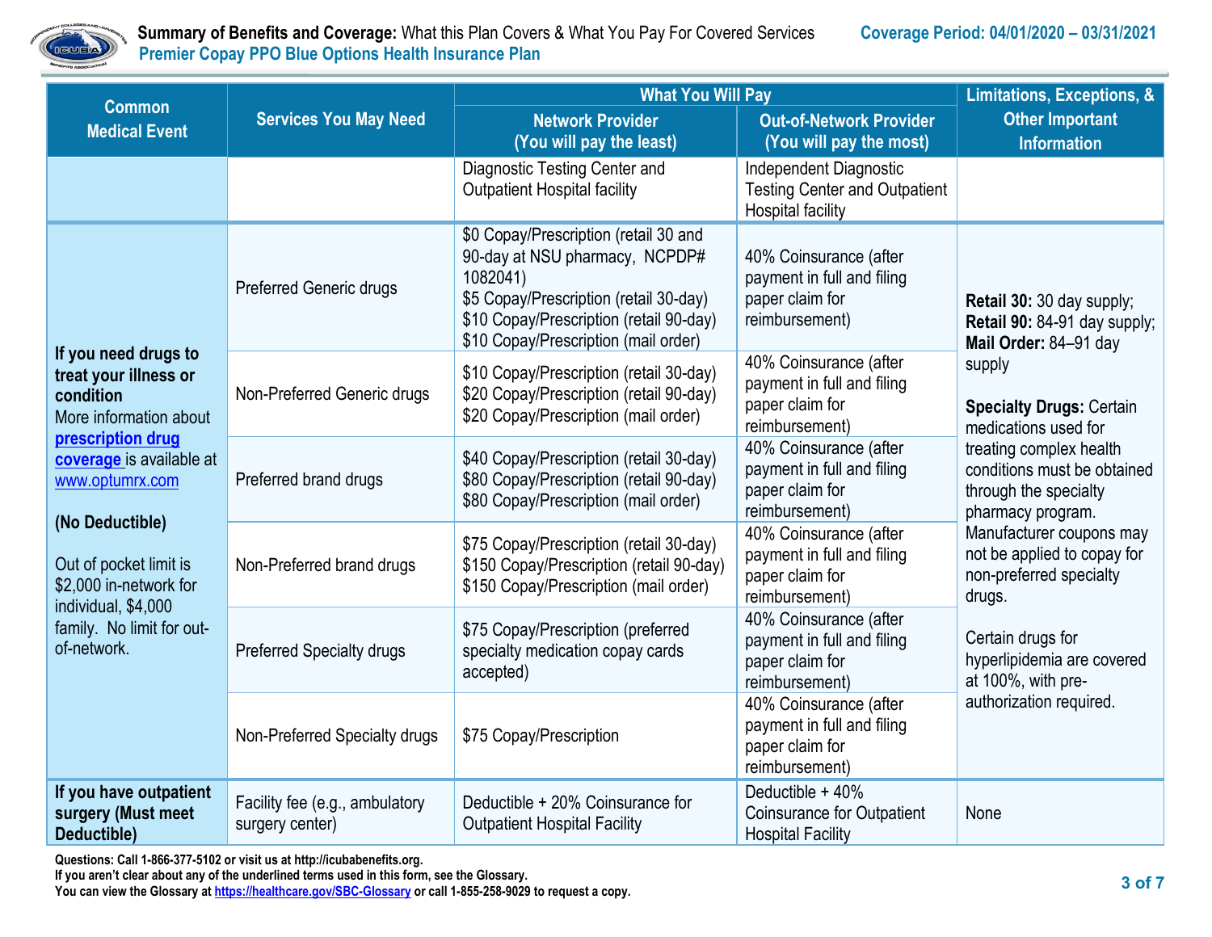| Common Medical Event | Services You May Need | What You Will Pay | | Limitations, Exceptions, & Other Important Information |
|---|---|---|---|---|
| | | Network Provider (You will pay the least) | Out-of-Network Provider (You will pay the most) | |
| | | Diagnostic Testing Center and Outpatient Hospital facility | Independent Diagnostic Testing Center and Outpatient Hospital facility | |
| **If you need drugs to treat your illness or condition** More information about prescription drug coverage is available at www.optumrx.com **(No Deductible)** Out of pocket limit is $2,000 in-network for individual, $4,000 family. No limit for out-of-network. | Preferred Generic drugs | $0 Copay/Prescription (retail 30 and 90-day at NSU pharmacy, NCPDP# 1082041) $5 Copay/Prescription (retail 30-day) $10 Copay/Prescription (retail 90-day) $10 Copay/Prescription (mail order) | 40% Coinsurance (after payment in full and filing paper claim for reimbursement) | **Retail 30:** 30 day supply; **Retail 90:** 84-91 day supply; **Mail Order:** 84–91 day supply **Specialty Drugs:** Certain medications used for treating complex health conditions must be obtained through the specialty pharmacy program. Manufacturer coupons may not be applied to copay for non-preferred specialty drugs. Certain drugs for hyperlipidemia are covered at 100%, with pre-authorization required. |
| | Non-Preferred Generic drugs | $10 Copay/Prescription (retail 30-day) $20 Copay/Prescription (retail 90-day) $20 Copay/Prescription (mail order) | 40% Coinsurance (after payment in full and filing paper claim for reimbursement) | |
| | Preferred brand drugs | $40 Copay/Prescription (retail 30-day) $80 Copay/Prescription (retail 90-day) $80 Copay/Prescription (mail order) | 40% Coinsurance (after payment in full and filing paper claim for reimbursement) | |
| | Non-Preferred brand drugs | $75 Copay/Prescription (retail 30-day) $150 Copay/Prescription (retail 90-day) $150 Copay/Prescription (mail order) | 40% Coinsurance (after payment in full and filing paper claim for reimbursement) | |
| | Preferred Specialty drugs | $75 Copay/Prescription (preferred specialty medication copay cards accepted) | 40% Coinsurance (after payment in full and filing paper claim for reimbursement) | |
| | Non-Preferred Specialty drugs | $75 Copay/Prescription | 40% Coinsurance (after payment in full and filing paper claim for reimbursement) | |
| **If you have outpatient surgery (Must meet Deductible)** | Facility fee (e.g., ambulatory surgery center) | Deductible + 20% Coinsurance for Outpatient Hospital Facility | Deductible + 40% Coinsurance for Outpatient Hospital Facility | None |

**Questions: Call 1-866-377-5102 or visit us at http://icubabenefits.org.**
**If you aren't clear about any of the underlined terms used in this form, see the Glossary.**
**You can view the Glossary at https://healthcare.gov/SBC-Glossary or call 1-855-258-9029 to request a copy.**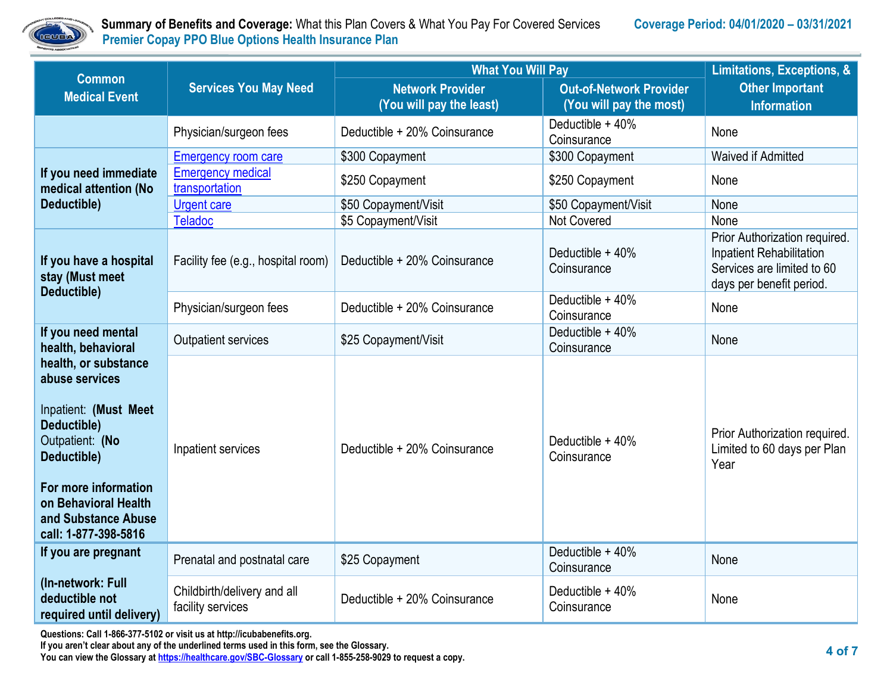| Common Medical Event | Services You May Need | What You Will Pay | | Limitations, Exceptions, & Other Important Information |
|---|---|---|---|---|
| | | Network Provider (You will pay the least) | Out-of-Network Provider (You will pay the most) | |
| | Physician/surgeon fees | Deductible + 20% Coinsurance | Deductible + 40% Coinsurance | None |
| **If you need immediate medical attention (No Deductible)** | Emergency room care | $300 Copayment | $300 Copayment | Waived if Admitted |
| | Emergency medical transportation | $250 Copayment | $250 Copayment | None |
| | Urgent care | $50 Copayment/Visit | $50 Copayment/Visit | None |
| | Teladoc | $5 Copayment/Visit | Not Covered | None |
| **If you have a hospital stay (Must meet Deductible)** | Facility fee (e.g., hospital room) | Deductible + 20% Coinsurance | Deductible + 40% Coinsurance | Prior Authorization required. Inpatient Rehabilitation Services are limited to 60 days per benefit period. |
| | Physician/surgeon fees | Deductible + 20% Coinsurance | Deductible + 40% Coinsurance | None |
| **If you need mental health, behavioral health, or substance abuse services** Inpatient: **(Must Meet Deductible)** Outpatient: **(No Deductible)** **For more information on Behavioral Health and Substance Abuse call: 1-877-398-5816** | Outpatient services | $25 Copayment/Visit | Deductible + 40% Coinsurance | None |
| | Inpatient services | Deductible + 20% Coinsurance | Deductible + 40% Coinsurance | Prior Authorization required. Limited to 60 days per Plan Year |
| **If you are pregnant** **(In-network: Full deductible not required until delivery)** | Prenatal and postnatal care | $25 Copayment | Deductible + 40% Coinsurance | None |
| | Childbirth/delivery and all facility services | Deductible + 20% Coinsurance | Deductible + 40% Coinsurance | None |

**Questions: Call 1-866-377-5102 or visit us at http://icubabenefits.org.**
**If you aren't clear about any of the underlined terms used in this form, see the Glossary.**
**You can view the Glossary at https://healthcare.gov/SBC-Glossary or call 1-855-258-9029 to request a copy.**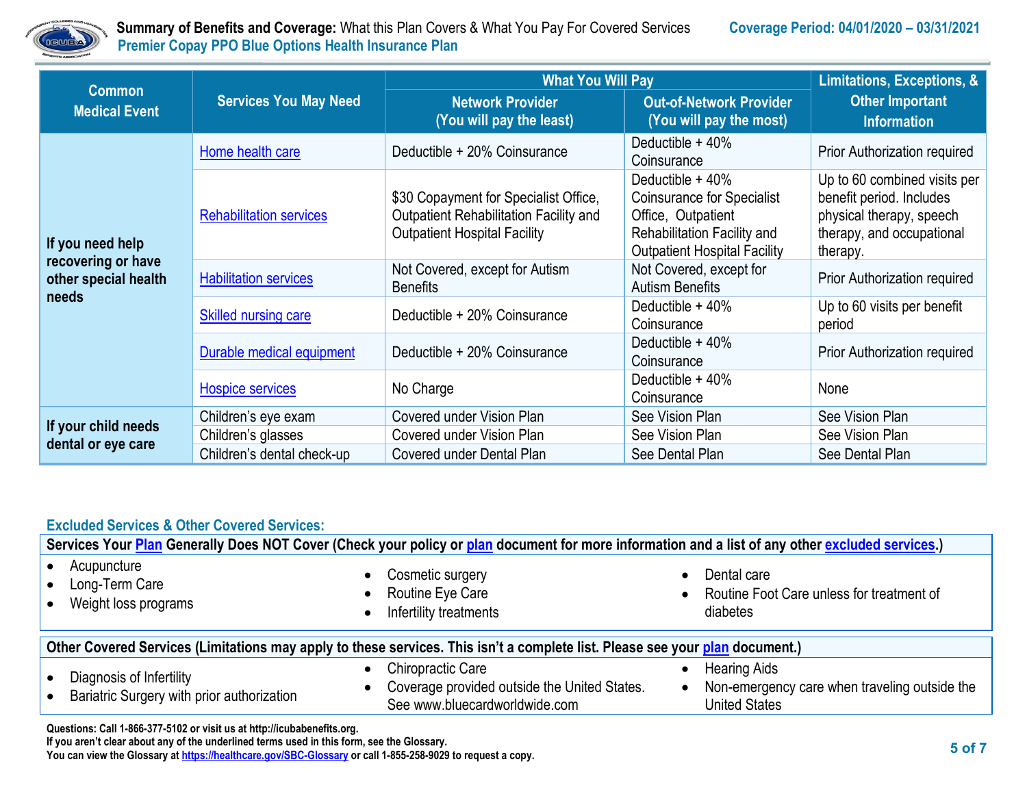**Summary of Benefits and Coverage:** What this Plan Covers & What You Pay For Covered Services    **Coverage Period: 04/01/2020 – 03/31/2021**
**Premier Copay PPO Blue Options Health Insurance Plan**

| Common Medical Event | Services You May Need | What You Will Pay | | Limitations, Exceptions, & Other Important Information |
|---|---|---|---|---|
| | | Network Provider (You will pay the least) | Out-of-Network Provider (You will pay the most) | |
| If you need help recovering or have other special health needs | Home health care | Deductible + 20% Coinsurance | Deductible + 40% Coinsurance | Prior Authorization required |
| | Rehabilitation services | $30 Copayment for Specialist Office, Outpatient Rehabilitation Facility and Outpatient Hospital Facility | Deductible + 40% Coinsurance for Specialist Office, Outpatient Rehabilitation Facility and Outpatient Hospital Facility | Up to 60 combined visits per benefit period. Includes physical therapy, speech therapy, and occupational therapy. |
| | Habilitation services | Not Covered, except for Autism Benefits | Not Covered, except for Autism Benefits | Prior Authorization required |
| | Skilled nursing care | Deductible + 20% Coinsurance | Deductible + 40% Coinsurance | Up to 60 visits per benefit period |
| | Durable medical equipment | Deductible + 20% Coinsurance | Deductible + 40% Coinsurance | Prior Authorization required |
| | Hospice services | No Charge | Deductible + 40% Coinsurance | None |
| If your child needs dental or eye care | Children's eye exam | Covered under Vision Plan | See Vision Plan | See Vision Plan |
| | Children's glasses | Covered under Vision Plan | See Vision Plan | See Vision Plan |
| | Children's dental check-up | Covered under Dental Plan | See Dental Plan | See Dental Plan |

## Excluded Services & Other Covered Services:

**Services Your Plan Generally Does NOT Cover (Check your policy or plan document for more information and a list of any other excluded services.)**

- Acupuncture
- Long-Term Care
- Weight loss programs
- Cosmetic surgery
- Routine Eye Care
- Infertility treatments
- Dental care
- Routine Foot Care unless for treatment of diabetes

**Other Covered Services (Limitations may apply to these services. This isn't a complete list. Please see your plan document.)**

- Diagnosis of Infertility
- Bariatric Surgery with prior authorization
- Chiropractic Care
- Coverage provided outside the United States. See www.bluecardworldwide.com
- Hearing Aids
- Non-emergency care when traveling outside the United States

**Questions: Call 1-866-377-5102 or visit us at http://icubabenefits.org.**
**If you aren't clear about any of the underlined terms used in this form, see the Glossary.**
**You can view the Glossary at https://healthcare.gov/SBC-Glossary or call 1-855-258-9029 to request a copy.**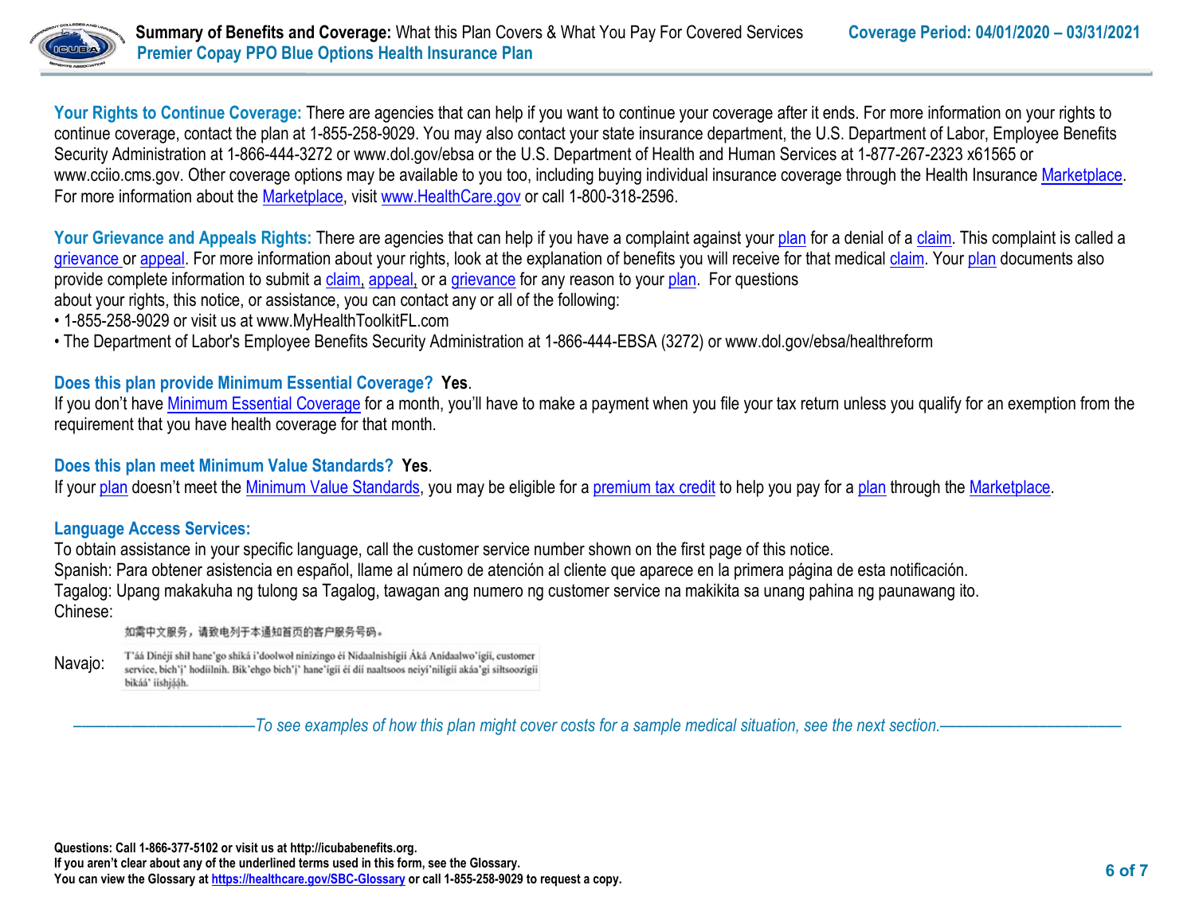**Your Rights to Continue Coverage:** There are agencies that can help if you want to continue your coverage after it ends. For more information on your rights to continue coverage, contact the plan at 1-855-258-9029. You may also contact your state insurance department, the U.S. Department of Labor, Employee Benefits Security Administration at 1-866-444-3272 or www.dol.gov/ebsa or the U.S. Department of Health and Human Services at 1-877-267-2323 x61565 or www.cciio.cms.gov. Other coverage options may be available to you too, including buying individual insurance coverage through the Health Insurance Marketplace. For more information about the Marketplace, visit www.HealthCare.gov or call 1-800-318-2596.

**Your Grievance and Appeals Rights:** There are agencies that can help if you have a complaint against your plan for a denial of a claim. This complaint is called a grievance or appeal. For more information about your rights, look at the explanation of benefits you will receive for that medical claim. Your plan documents also provide complete information to submit a claim, appeal, or a grievance for any reason to your plan. For questions about your rights, this notice, or assistance, you can contact any or all of the following:

- 1-855-258-9029 or visit us at www.MyHealthToolkitFL.com
- The Department of Labor's Employee Benefits Security Administration at 1-866-444-EBSA (3272) or www.dol.gov/ebsa/healthreform

**Does this plan provide Minimum Essential Coverage? Yes.**

If you don't have Minimum Essential Coverage for a month, you'll have to make a payment when you file your tax return unless you qualify for an exemption from the requirement that you have health coverage for that month.

**Does this plan meet Minimum Value Standards? Yes.**

If your plan doesn't meet the Minimum Value Standards, you may be eligible for a premium tax credit to help you pay for a plan through the Marketplace.

**Language Access Services:**

To obtain assistance in your specific language, call the customer service number shown on the first page of this notice.

Spanish: Para obtener asistencia en español, llame al número de atención al cliente que aparece en la primera página de esta notificación.

Tagalog: Upang makakuha ng tulong sa Tagalog, tawagan ang numero ng customer service na makikita sa unang pahina ng paunawang ito.

Chinese: 如需中文服务，请致电列于本通知首页的客户服务号码。

Navajo: T'áá Dinéjí shił hane'go shíká i'doolwoł nínízingo éí Nidaalnishígíí Áká Anídaalwo'ígíí, customer service, bich'į' hodíílnih. Bik'ehgo bich'į' hane'ígíí éí díí naaltsoos neiyi'nilígíí akáá'gi siłtsoozígíí bikáá' íishjááh.

*——————————To see examples of how this plan might cover costs for a sample medical situation, see the next section.——————————*

**Questions: Call 1-866-377-5102 or visit us at http://icubabenefits.org.**
**If you aren't clear about any of the underlined terms used in this form, see the Glossary.**
**You can view the Glossary at https://healthcare.gov/SBC-Glossary or call 1-855-258-9029 to request a copy.**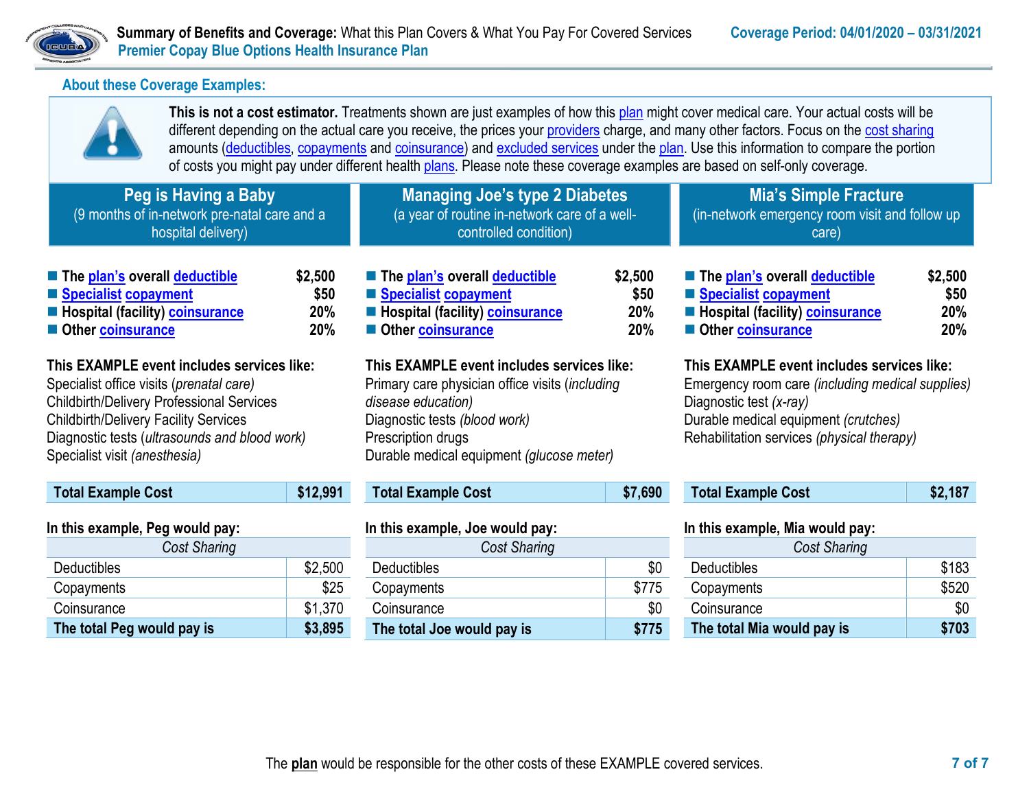## About these Coverage Examples:

**This is not a cost estimator.** Treatments shown are just examples of how this plan might cover medical care. Your actual costs will be different depending on the actual care you receive, the prices your providers charge, and many other factors. Focus on the cost sharing amounts (deductibles, copayments and coinsurance) and excluded services under the plan. Use this information to compare the portion of costs you might pay under different health plans. Please note these coverage examples are based on self-only coverage.

### Peg is Having a Baby
(9 months of in-network pre-natal care and a hospital delivery)

- **The plan's overall deductible** **$2,500**
- **Specialist copayment** **$50**
- **Hospital (facility) coinsurance** **20%**
- **Other coinsurance** **20%**

**This EXAMPLE event includes services like:**
Specialist office visits (*prenatal care)*
Childbirth/Delivery Professional Services
Childbirth/Delivery Facility Services
Diagnostic tests (*ultrasounds and blood work)*
Specialist visit *(anesthesia)*

| **Total Example Cost** | **$12,991** |
|---|---|

**In this example, Peg would pay:**

| *Cost Sharing* | |
|---|---|
| Deductibles | $2,500 |
| Copayments | $25 |
| Coinsurance | $1,370 |
| **The total Peg would pay is** | **$3,895** |

### Managing Joe's type 2 Diabetes
(a year of routine in-network care of a well-controlled condition)

- **The plan's overall deductible** **$2,500**
- **Specialist copayment** **$50**
- **Hospital (facility) coinsurance** **20%**
- **Other coinsurance** **20%**

**This EXAMPLE event includes services like:**
Primary care physician office visits (*including disease education)*
Diagnostic tests *(blood work)*
Prescription drugs
Durable medical equipment *(glucose meter)*

| **Total Example Cost** | **$7,690** |
|---|---|

**In this example, Joe would pay:**

| *Cost Sharing* | |
|---|---|
| Deductibles | $0 |
| Copayments | $775 |
| Coinsurance | $0 |
| **The total Joe would pay is** | **$775** |

### Mia's Simple Fracture
(in-network emergency room visit and follow up care)

- **The plan's overall deductible** **$2,500**
- **Specialist copayment** **$50**
- **Hospital (facility) coinsurance** **20%**
- **Other coinsurance** **20%**

**This EXAMPLE event includes services like:**
Emergency room care *(including medical supplies)*
Diagnostic test *(x-ray)*
Durable medical equipment *(crutches)*
Rehabilitation services *(physical therapy)*

| **Total Example Cost** | **$2,187** |
|---|---|

**In this example, Mia would pay:**

| *Cost Sharing* | |
|---|---|
| Deductibles | $183 |
| Copayments | $520 |
| Coinsurance | $0 |
| **The total Mia would pay is** | **$703** |

The **plan** would be responsible for the other costs of these EXAMPLE covered services.